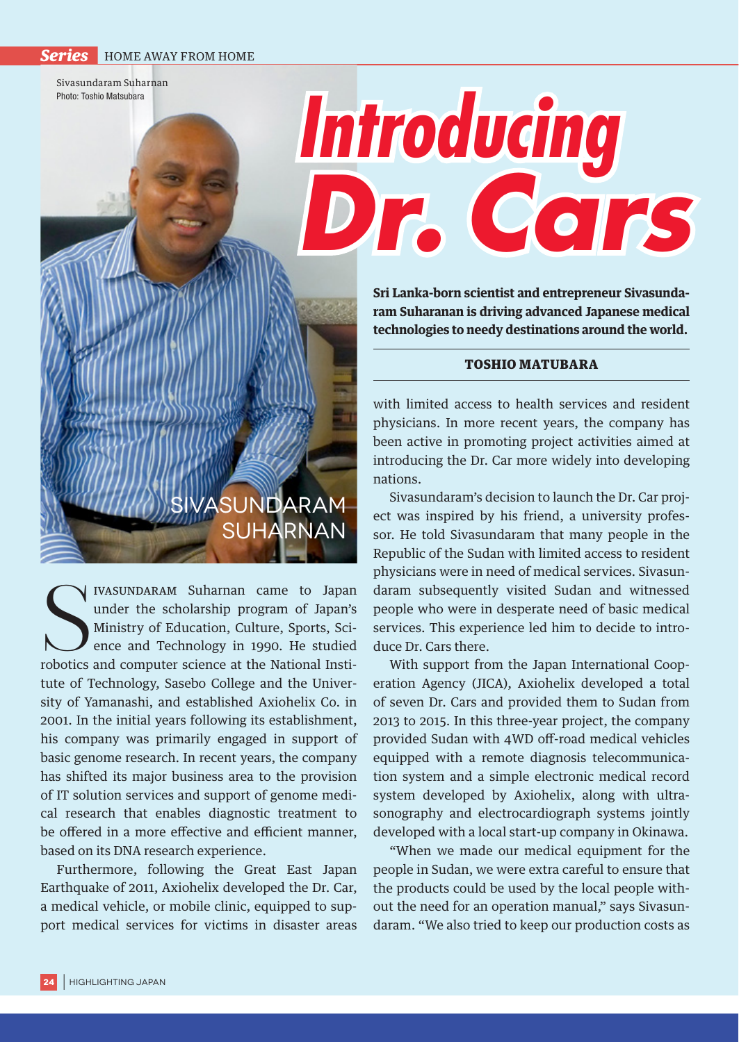Sivasundaram Suharnan
Photo: Toshio Matsubara

# Introducing Dr. Cars

**Sri Lanka-born scientist and entrepreneur Sivasundaram Suharanan is driving advanced Japanese medical technologies to needy destinations around the world.**

**TOSHIO MATUBARA**

SIVASUNDARAM SUHARNAN

SIVASUNDARAM Suharnan came to Japan under the scholarship program of Japan's Ministry of Education, Culture, Sports, Science and Technology in 1990. He studied robotics and computer science at the National Institute of Technology, Sasebo College and the University of Yamanashi, and established Axiohelix Co. in 2001. In the initial years following its establishment, his company was primarily engaged in support of basic genome research. In recent years, the company has shifted its major business area to the provision of IT solution services and support of genome medical research that enables diagnostic treatment to be offered in a more effective and efficient manner, based on its DNA research experience.

Furthermore, following the Great East Japan Earthquake of 2011, Axiohelix developed the Dr. Car, a medical vehicle, or mobile clinic, equipped to support medical services for victims in disaster areas with limited access to health services and resident physicians. In more recent years, the company has been active in promoting project activities aimed at introducing the Dr. Car more widely into developing nations.

Sivasundaram's decision to launch the Dr. Car project was inspired by his friend, a university professor. He told Sivasundaram that many people in the Republic of the Sudan with limited access to resident physicians were in need of medical services. Sivasundaram subsequently visited Sudan and witnessed people who were in desperate need of basic medical services. This experience led him to decide to introduce Dr. Cars there.

With support from the Japan International Cooperation Agency (JICA), Axiohelix developed a total of seven Dr. Cars and provided them to Sudan from 2013 to 2015. In this three-year project, the company provided Sudan with 4WD off-road medical vehicles equipped with a remote diagnosis telecommunication system and a simple electronic medical record system developed by Axiohelix, along with ultrasonography and electrocardiograph systems jointly developed with a local start-up company in Okinawa.

"When we made our medical equipment for the people in Sudan, we were extra careful to ensure that the products could be used by the local people without the need for an operation manual," says Sivasundaram. "We also tried to keep our production costs as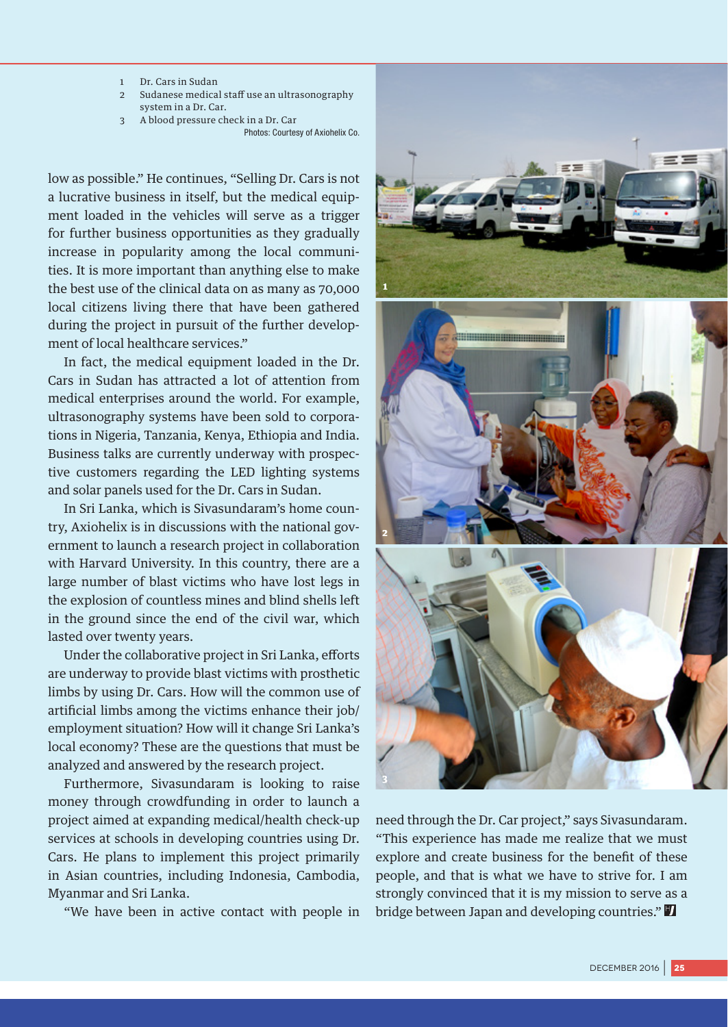1 Dr. Cars in Sudan
2 Sudanese medical staff use an ultrasonography system in a Dr. Car.
3 A blood pressure check in a Dr. Car

Photos: Courtesy of Axiohelix Co.

low as possible." He continues, "Selling Dr. Cars is not a lucrative business in itself, but the medical equipment loaded in the vehicles will serve as a trigger for further business opportunities as they gradually increase in popularity among the local communities. It is more important than anything else to make the best use of the clinical data on as many as 70,000 local citizens living there that have been gathered during the project in pursuit of the further development of local healthcare services."

In fact, the medical equipment loaded in the Dr. Cars in Sudan has attracted a lot of attention from medical enterprises around the world. For example, ultrasonography systems have been sold to corporations in Nigeria, Tanzania, Kenya, Ethiopia and India. Business talks are currently underway with prospective customers regarding the LED lighting systems and solar panels used for the Dr. Cars in Sudan.

In Sri Lanka, which is Sivasundaram's home country, Axiohelix is in discussions with the national government to launch a research project in collaboration with Harvard University. In this country, there are a large number of blast victims who have lost legs in the explosion of countless mines and blind shells left in the ground since the end of the civil war, which lasted over twenty years.

Under the collaborative project in Sri Lanka, efforts are underway to provide blast victims with prosthetic limbs by using Dr. Cars. How will the common use of artificial limbs among the victims enhance their job/employment situation? How will it change Sri Lanka's local economy? These are the questions that must be analyzed and answered by the research project.

Furthermore, Sivasundaram is looking to raise money through crowdfunding in order to launch a project aimed at expanding medical/health check-up services at schools in developing countries using Dr. Cars. He plans to implement this project primarily in Asian countries, including Indonesia, Cambodia, Myanmar and Sri Lanka.

"We have been in active contact with people in need through the Dr. Car project," says Sivasundaram. "This experience has made me realize that we must explore and create business for the benefit of these people, and that is what we have to strive for. I am strongly convinced that it is my mission to serve as a bridge between Japan and developing countries."